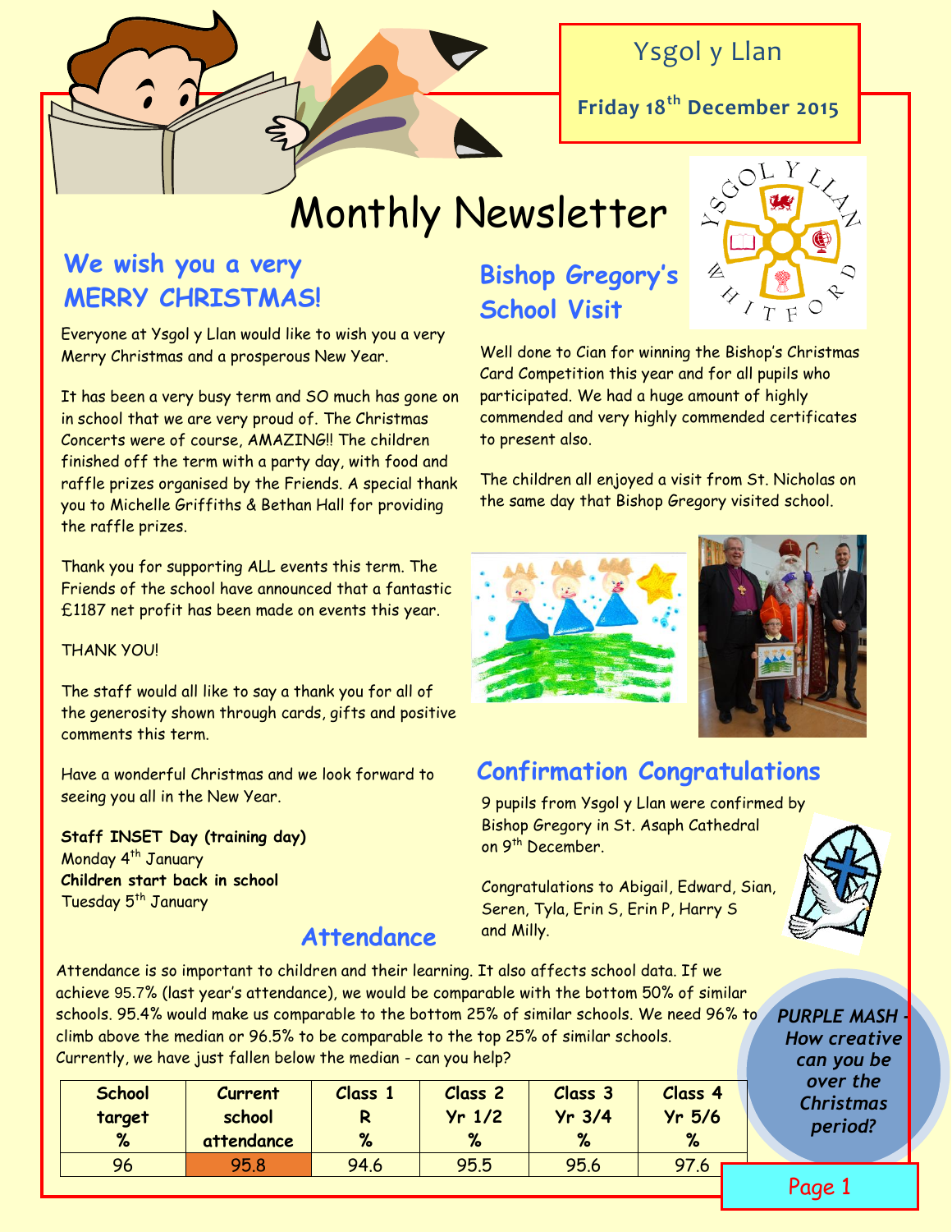Ysgol y Llan

**Friday 18th December 2015**

# Monthly Newsletter

## We wish you a very MERRY CHRISTMAS!

Everyone at Ysgol y Llan would like to wish you a very Merry Christmas and a prosperous New Year.

It has been a very busy term and SO much has gone on in school that we are very proud of. The Christmas Concerts were of course, AMAZING!! The children finished off the term with a party day, with food and raffle prizes organised by the Friends. A special thank you to Michelle Griffiths & Bethan Hall for providing the raffle prizes.

Thank you for supporting ALL events this term. The Friends of the school have announced that a fantastic £1187 net profit has been made on events this year.

THANK YOU!

The staff would all like to say a thank you for all of the generosity shown through cards, gifts and positive comments this term.

Have a wonderful Christmas and we look forward to seeing you all in the New Year.

**Staff INSET Day (training day)**
Monday 4th January
**Children start back in school**
Tuesday 5th January

## Bishop Gregory's School Visit

Well done to Cian for winning the Bishop's Christmas Card Competition this year and for all pupils who participated. We had a huge amount of highly commended and very highly commended certificates to present also.

The children all enjoyed a visit from St. Nicholas on the same day that Bishop Gregory visited school.

## Confirmation Congratulations

9 pupils from Ysgol y Llan were confirmed by Bishop Gregory in St. Asaph Cathedral on 9th December.

Congratulations to Abigail, Edward, Sian, Seren, Tyla, Erin S, Erin P, Harry S and Milly.

## Attendance

Attendance is so important to children and their learning. It also affects school data. If we achieve 95.7% (last year's attendance), we would be comparable with the bottom 50% of similar schools. 95.4% would make us comparable to the bottom 25% of similar schools. We need 96% to climb above the median or 96.5% to be comparable to the top 25% of similar schools. Currently, we have just fallen below the median - can you help?

| School target % | Current school attendance | Class 1 R % | Class 2 Yr 1/2 % | Class 3 Yr 3/4 % | Class 4 Yr 5/6 % |
|---|---|---|---|---|---|
| 96 | 95.8 | 94.6 | 95.5 | 95.6 | 97.6 |

*PURPLE MASH - How creative can you be over the Christmas period?*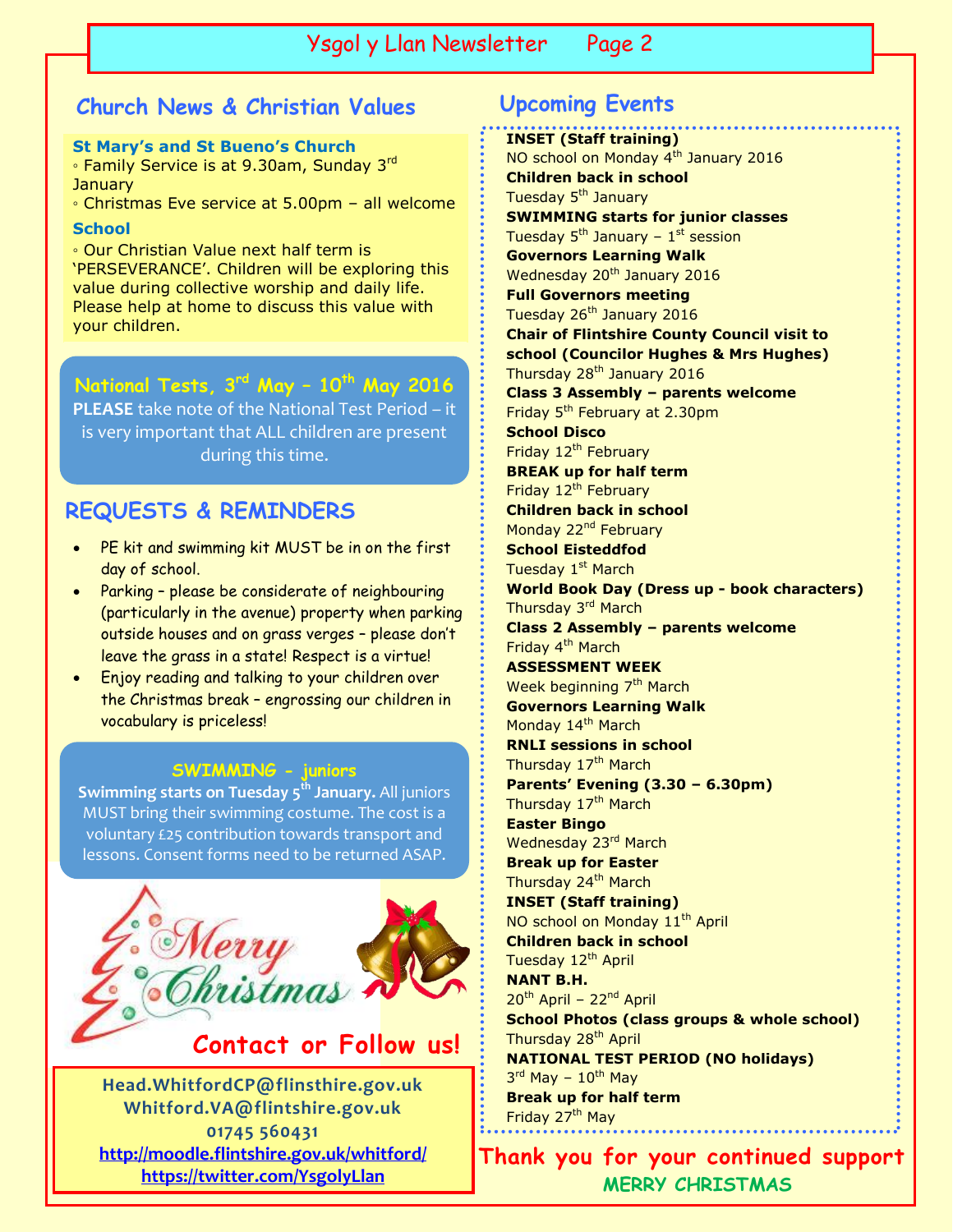## Church News & Christian Values

**St Mary's and St Bueno's Church**

◦ Family Service is at 9.30am, Sunday 3rd January

◦ Christmas Eve service at 5.00pm – all welcome

**School**

◦ Our Christian Value next half term is 'PERSEVERANCE'. Children will be exploring this value during collective worship and daily life. Please help at home to discuss this value with your children.

**National Tests, 3rd May – 10th May 2016**

**PLEASE** take note of the National Test Period – it is very important that ALL children are present during this time.

## REQUESTS & REMINDERS

- PE kit and swimming kit MUST be in on the first day of school.
- Parking – please be considerate of neighbouring (particularly in the avenue) property when parking outside houses and on grass verges – please don't leave the grass in a state! Respect is a virtue!
- Enjoy reading and talking to your children over the Christmas break – engrossing our children in vocabulary is priceless!

**SWIMMING - juniors**

**Swimming starts on Tuesday 5th January.** All juniors MUST bring their swimming costume. The cost is a voluntary £25 contribution towards transport and lessons. Consent forms need to be returned ASAP.

Merry Christmas

## Contact or Follow us!

Head.WhitfordCP@flinsthire.gov.uk
Whitford.VA@flintshire.gov.uk
01745 560431
http://moodle.flintshire.gov.uk/whitford/
https://twitter.com/YsgolyLlan

## Upcoming Events

**INSET (Staff training)**
NO school on Monday 4th January 2016

**Children back in school**
Tuesday 5th January

**SWIMMING starts for junior classes**
Tuesday 5th January – 1st session

**Governors Learning Walk**
Wednesday 20th January 2016

**Full Governors meeting**
Tuesday 26th January 2016

**Chair of Flintshire County Council visit to school (Councilor Hughes & Mrs Hughes)**
Thursday 28th January 2016

**Class 3 Assembly – parents welcome**
Friday 5th February at 2.30pm

**School Disco**
Friday 12th February

**BREAK up for half term**
Friday 12th February

**Children back in school**
Monday 22nd February

**School Eisteddfod**
Tuesday 1st March

**World Book Day (Dress up - book characters)**
Thursday 3rd March

**Class 2 Assembly – parents welcome**
Friday 4th March

**ASSESSMENT WEEK**
Week beginning 7th March

**Governors Learning Walk**
Monday 14th March

**RNLI sessions in school**
Thursday 17th March

**Parents' Evening (3.30 – 6.30pm)**
Thursday 17th March

**Easter Bingo**
Wednesday 23rd March

**Break up for Easter**
Thursday 24th March

**INSET (Staff training)**
NO school on Monday 11th April

**Children back in school**
Tuesday 12th April

**NANT B.H.**
20th April – 22nd April

**School Photos (class groups & whole school)**
Thursday 28th April

**NATIONAL TEST PERIOD (NO holidays)**
3rd May – 10th May

**Break up for half term**
Friday 27th May

**Thank you for your continued support**

**MERRY CHRISTMAS**